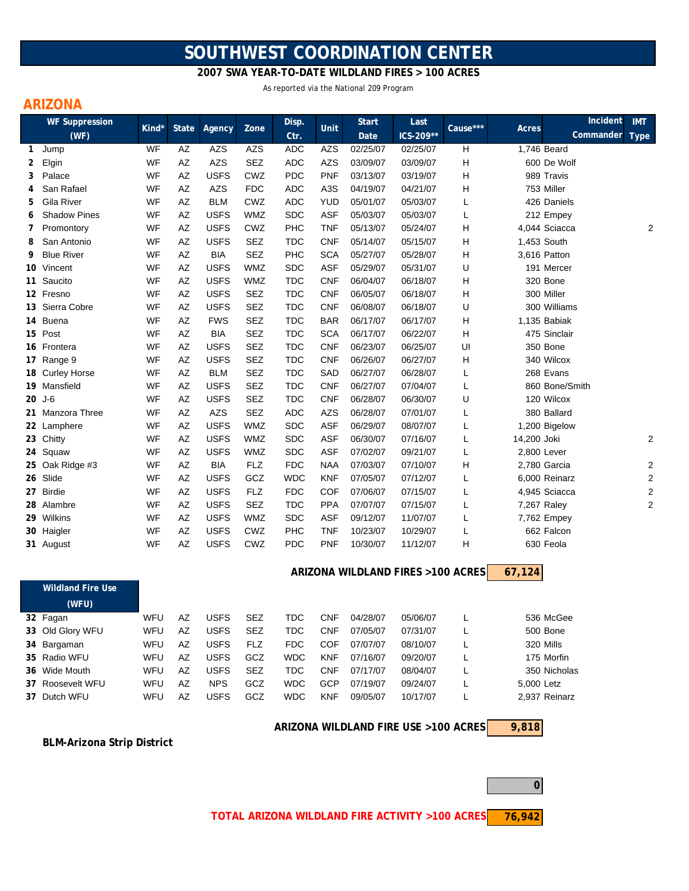# SOUTHWEST COORDINATION CENTER

**2007 SWA YEAR-TO-DATE WILDLAND FIRES > 100 ACRES**

As reported via the National 209 Program

## ARIZONA

| # | WF Suppression (WF) | Kind* | State | Agency | Zone | Disp. Ctr. | Unit | Start Date | Last ICS-209** | Cause*** | Acres | Incident Commander | IMT Type |
|---|---|---|---|---|---|---|---|---|---|---|---|---|---|
| 1 | Jump | WF | AZ | AZS | AZS | ADC | AZS | 02/25/07 | 02/25/07 | H | 1,746 | Beard | |
| 2 | Elgin | WF | AZ | AZS | SEZ | ADC | AZS | 03/09/07 | 03/09/07 | H | 600 | De Wolf | |
| 3 | Palace | WF | AZ | USFS | CWZ | PDC | PNF | 03/13/07 | 03/19/07 | H | 989 | Travis | |
| 4 | San Rafael | WF | AZ | AZS | FDC | ADC | A3S | 04/19/07 | 04/21/07 | H | 753 | Miller | |
| 5 | Gila River | WF | AZ | BLM | CWZ | ADC | YUD | 05/01/07 | 05/03/07 | L | 426 | Daniels | |
| 6 | Shadow Pines | WF | AZ | USFS | WMZ | SDC | ASF | 05/03/07 | 05/03/07 | L | 212 | Empey | |
| 7 | Promontory | WF | AZ | USFS | CWZ | PHC | TNF | 05/13/07 | 05/24/07 | H | 4,044 | Sciacca | 2 |
| 8 | San Antonio | WF | AZ | USFS | SEZ | TDC | CNF | 05/14/07 | 05/15/07 | H | 1,453 | South | |
| 9 | Blue River | WF | AZ | BIA | SEZ | PHC | SCA | 05/27/07 | 05/28/07 | H | 3,616 | Patton | |
| 10 | Vincent | WF | AZ | USFS | WMZ | SDC | ASF | 05/29/07 | 05/31/07 | U | 191 | Mercer | |
| 11 | Saucito | WF | AZ | USFS | WMZ | TDC | CNF | 06/04/07 | 06/18/07 | H | 320 | Bone | |
| 12 | Fresno | WF | AZ | USFS | SEZ | TDC | CNF | 06/05/07 | 06/18/07 | H | 300 | Miller | |
| 13 | Sierra Cobre | WF | AZ | USFS | SEZ | TDC | CNF | 06/08/07 | 06/18/07 | U | 300 | Williams | |
| 14 | Buena | WF | AZ | FWS | SEZ | TDC | BAR | 06/17/07 | 06/17/07 | H | 1,135 | Babiak | |
| 15 | Post | WF | AZ | BIA | SEZ | TDC | SCA | 06/17/07 | 06/22/07 | H | 475 | Sinclair | |
| 16 | Frontera | WF | AZ | USFS | SEZ | TDC | CNF | 06/23/07 | 06/25/07 | UI | 350 | Bone | |
| 17 | Range 9 | WF | AZ | USFS | SEZ | TDC | CNF | 06/26/07 | 06/27/07 | H | 340 | Wilcox | |
| 18 | Curley Horse | WF | AZ | BLM | SEZ | TDC | SAD | 06/27/07 | 06/28/07 | L | 268 | Evans | |
| 19 | Mansfield | WF | AZ | USFS | SEZ | TDC | CNF | 06/27/07 | 07/04/07 | L | 860 | Bone/Smith | |
| 20 | J-6 | WF | AZ | USFS | SEZ | TDC | CNF | 06/28/07 | 06/30/07 | U | 120 | Wilcox | |
| 21 | Manzora Three | WF | AZ | AZS | SEZ | ADC | AZS | 06/28/07 | 07/01/07 | L | 380 | Ballard | |
| 22 | Lamphere | WF | AZ | USFS | WMZ | SDC | ASF | 06/29/07 | 08/07/07 | L | 1,200 | Bigelow | |
| 23 | Chitty | WF | AZ | USFS | WMZ | SDC | ASF | 06/30/07 | 07/16/07 | L | 14,200 | Joki | 2 |
| 24 | Squaw | WF | AZ | USFS | WMZ | SDC | ASF | 07/02/07 | 09/21/07 | L | 2,800 | Lever | |
| 25 | Oak Ridge #3 | WF | AZ | BIA | FLZ | FDC | NAA | 07/03/07 | 07/10/07 | H | 2,780 | Garcia | 2 |
| 26 | Slide | WF | AZ | USFS | GCZ | WDC | KNF | 07/05/07 | 07/12/07 | L | 6,000 | Reinarz | 2 |
| 27 | Birdie | WF | AZ | USFS | FLZ | FDC | COF | 07/06/07 | 07/15/07 | L | 4,945 | Sciacca | 2 |
| 28 | Alambre | WF | AZ | USFS | SEZ | TDC | PPA | 07/07/07 | 07/15/07 | L | 7,267 | Raley | 2 |
| 29 | Wilkins | WF | AZ | USFS | WMZ | SDC | ASF | 09/12/07 | 11/07/07 | L | 7,762 | Empey | |
| 30 | Haigler | WF | AZ | USFS | CWZ | PHC | TNF | 10/23/07 | 10/29/07 | L | 662 | Falcon | |
| 31 | August | WF | AZ | USFS | CWZ | PDC | PNF | 10/30/07 | 11/12/07 | H | 630 | Feola | |
| | | | | | | | | | | **ARIZONA WILDLAND FIRES >100 ACRES** | **67,124** | | |
| | **Wildland Fire Use (WFU)** | | | | | | | | | | | | |
| 32 | Fagan | WFU | AZ | USFS | SEZ | TDC | CNF | 04/28/07 | 05/06/07 | L | 536 | McGee | |
| 33 | Old Glory WFU | WFU | AZ | USFS | SEZ | TDC | CNF | 07/05/07 | 07/31/07 | L | 500 | Bone | |
| 34 | Bargaman | WFU | AZ | USFS | FLZ | FDC | COF | 07/07/07 | 08/10/07 | L | 320 | Mills | |
| 35 | Radio WFU | WFU | AZ | USFS | GCZ | WDC | KNF | 07/16/07 | 09/20/07 | L | 175 | Morfin | |
| 36 | Wide Mouth | WFU | AZ | USFS | SEZ | TDC | CNF | 07/17/07 | 08/04/07 | L | 350 | Nicholas | |
| 37 | Roosevelt WFU | WFU | AZ | NPS | GCZ | WDC | GCP | 07/19/07 | 09/24/07 | L | 5,000 | Letz | |
| 37 | Dutch WFU | WFU | AZ | USFS | GCZ | WDC | KNF | 09/05/07 | 10/17/07 | L | 2,937 | Reinarz | |
| | | | | | | | | | | **ARIZONA WILDLAND FIRE USE >100 ACRES** | **9,818** | | |
| | **BLM-Arizona Strip District** | | | | | | | | | | | | |
| | | | | | | | | | | | **0** | | |
| | | | | | | | | | | **TOTAL ARIZONA WILDLAND FIRE ACTIVITY >100 ACRES** | **76,942** | | |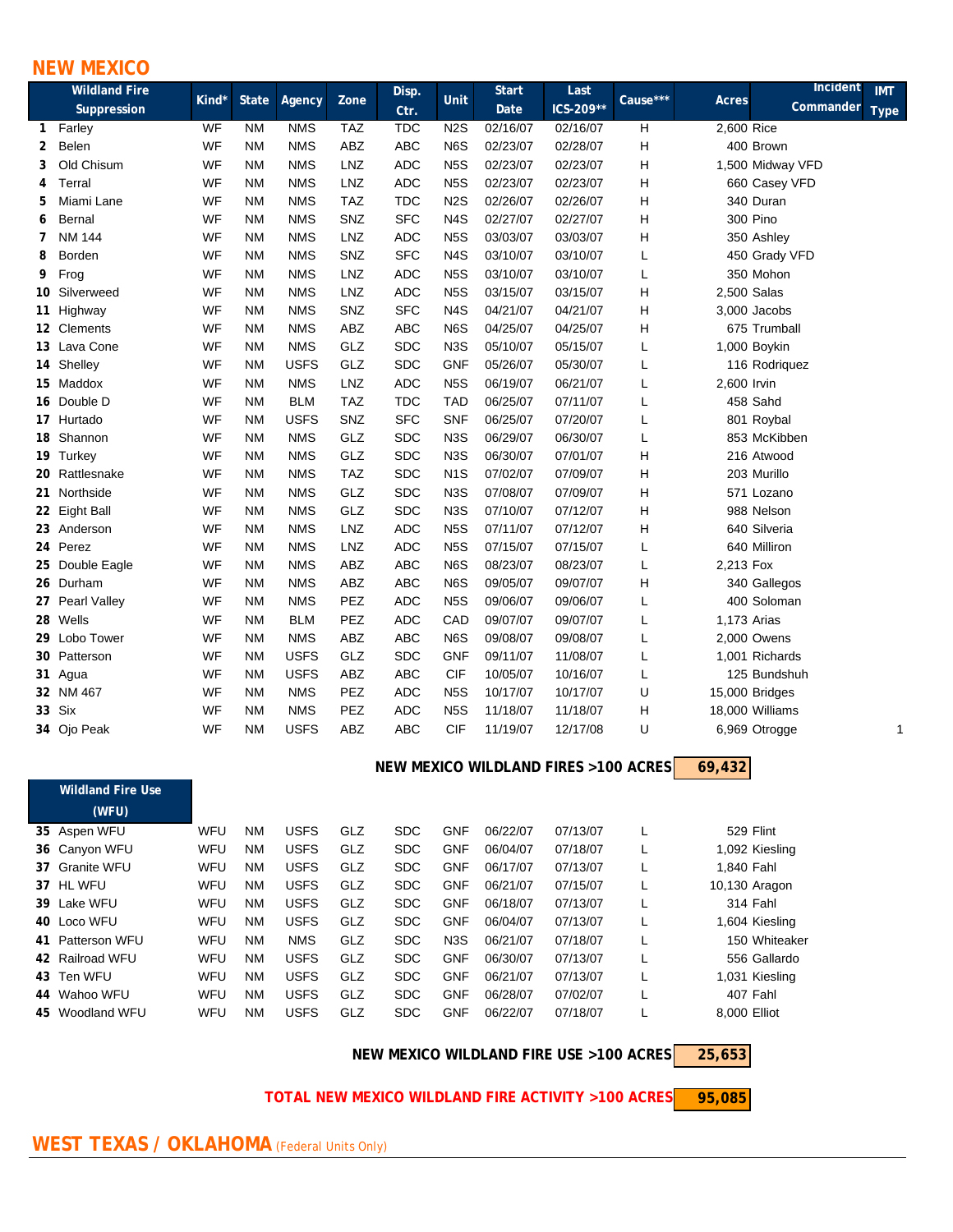## NEW MEXICO

| | Wildland Fire Suppression | Kind* | State | Agency | Zone | Disp. Ctr. | Unit | Start Date | Last ICS-209** | Cause*** | Acres | Incident Commander | IMT Type |
|---|---|---|---|---|---|---|---|---|---|---|---|---|---|
| 1 | Farley | WF | NM | NMS | TAZ | TDC | N2S | 02/16/07 | 02/16/07 | H | 2,600 | Rice | |
| 2 | Belen | WF | NM | NMS | ABZ | ABC | N6S | 02/23/07 | 02/28/07 | H | 400 | Brown | |
| 3 | Old Chisum | WF | NM | NMS | LNZ | ADC | N5S | 02/23/07 | 02/23/07 | H | 1,500 | Midway VFD | |
| 4 | Terral | WF | NM | NMS | LNZ | ADC | N5S | 02/23/07 | 02/23/07 | H | 660 | Casey VFD | |
| 5 | Miami Lane | WF | NM | NMS | TAZ | TDC | N2S | 02/26/07 | 02/26/07 | H | 340 | Duran | |
| 6 | Bernal | WF | NM | NMS | SNZ | SFC | N4S | 02/27/07 | 02/27/07 | H | 300 | Pino | |
| 7 | NM 144 | WF | NM | NMS | LNZ | ADC | N5S | 03/03/07 | 03/03/07 | H | 350 | Ashley | |
| 8 | Borden | WF | NM | NMS | SNZ | SFC | N4S | 03/10/07 | 03/10/07 | L | 450 | Grady VFD | |
| 9 | Frog | WF | NM | NMS | LNZ | ADC | N5S | 03/10/07 | 03/10/07 | L | 350 | Mohon | |
| 10 | Silverweed | WF | NM | NMS | LNZ | ADC | N5S | 03/15/07 | 03/15/07 | H | 2,500 | Salas | |
| 11 | Highway | WF | NM | NMS | SNZ | SFC | N4S | 04/21/07 | 04/21/07 | H | 3,000 | Jacobs | |
| 12 | Clements | WF | NM | NMS | ABZ | ABC | N6S | 04/25/07 | 04/25/07 | H | 675 | Trumball | |
| 13 | Lava Cone | WF | NM | NMS | GLZ | SDC | N3S | 05/10/07 | 05/15/07 | L | 1,000 | Boykin | |
| 14 | Shelley | WF | NM | USFS | GLZ | SDC | GNF | 05/26/07 | 05/30/07 | L | 116 | Rodriquez | |
| 15 | Maddox | WF | NM | NMS | LNZ | ADC | N5S | 06/19/07 | 06/21/07 | L | 2,600 | Irvin | |
| 16 | Double D | WF | NM | BLM | TAZ | TDC | TAD | 06/25/07 | 07/11/07 | L | 458 | Sahd | |
| 17 | Hurtado | WF | NM | USFS | SNZ | SFC | SNF | 06/25/07 | 07/20/07 | L | 801 | Roybal | |
| 18 | Shannon | WF | NM | NMS | GLZ | SDC | N3S | 06/29/07 | 06/30/07 | L | 853 | McKibben | |
| 19 | Turkey | WF | NM | NMS | GLZ | SDC | N3S | 06/30/07 | 07/01/07 | H | 216 | Atwood | |
| 20 | Rattlesnake | WF | NM | NMS | TAZ | SDC | N1S | 07/02/07 | 07/09/07 | H | 203 | Murillo | |
| 21 | Northside | WF | NM | NMS | GLZ | SDC | N3S | 07/08/07 | 07/09/07 | H | 571 | Lozano | |
| 22 | Eight Ball | WF | NM | NMS | GLZ | SDC | N3S | 07/10/07 | 07/12/07 | H | 988 | Nelson | |
| 23 | Anderson | WF | NM | NMS | LNZ | ADC | N5S | 07/11/07 | 07/12/07 | H | 640 | Silveria | |
| 24 | Perez | WF | NM | NMS | LNZ | ADC | N5S | 07/15/07 | 07/15/07 | L | 640 | Milliron | |
| 25 | Double Eagle | WF | NM | NMS | ABZ | ABC | N6S | 08/23/07 | 08/23/07 | L | 2,213 | Fox | |
| 26 | Durham | WF | NM | NMS | ABZ | ABC | N6S | 09/05/07 | 09/07/07 | H | 340 | Gallegos | |
| 27 | Pearl Valley | WF | NM | NMS | PEZ | ADC | N5S | 09/06/07 | 09/06/07 | L | 400 | Soloman | |
| 28 | Wells | WF | NM | BLM | PEZ | ADC | CAD | 09/07/07 | 09/07/07 | L | 1,173 | Arias | |
| 29 | Lobo Tower | WF | NM | NMS | ABZ | ABC | N6S | 09/08/07 | 09/08/07 | L | 2,000 | Owens | |
| 30 | Patterson | WF | NM | USFS | GLZ | SDC | GNF | 09/11/07 | 11/08/07 | L | 1,001 | Richards | |
| 31 | Agua | WF | NM | USFS | ABZ | ABC | CIF | 10/05/07 | 10/16/07 | L | 125 | Bundshuh | |
| 32 | NM 467 | WF | NM | NMS | PEZ | ADC | N5S | 10/17/07 | 10/17/07 | U | 15,000 | Bridges | |
| 33 | Six | WF | NM | NMS | PEZ | ADC | N5S | 11/18/07 | 11/18/07 | H | 18,000 | Williams | |
| 34 | Ojo Peak | WF | NM | USFS | ABZ | ABC | CIF | 11/19/07 | 12/17/08 | U | 6,969 | Otrogge | 1 |

**NEW MEXICO WILDLAND FIRES >100 ACRES** **69,432**

| | Wildland Fire Use (WFU) | Kind* | State | Agency | Zone | Disp. Ctr. | Unit | Start Date | Last ICS-209** | Cause*** | Acres | Incident Commander | IMT Type |
|---|---|---|---|---|---|---|---|---|---|---|---|---|---|
| 35 | Aspen WFU | WFU | NM | USFS | GLZ | SDC | GNF | 06/22/07 | 07/13/07 | L | 529 | Flint | |
| 36 | Canyon WFU | WFU | NM | USFS | GLZ | SDC | GNF | 06/04/07 | 07/18/07 | L | 1,092 | Kiesling | |
| 37 | Granite WFU | WFU | NM | USFS | GLZ | SDC | GNF | 06/17/07 | 07/13/07 | L | 1,840 | Fahl | |
| 37 | HL WFU | WFU | NM | USFS | GLZ | SDC | GNF | 06/21/07 | 07/15/07 | L | 10,130 | Aragon | |
| 39 | Lake WFU | WFU | NM | USFS | GLZ | SDC | GNF | 06/18/07 | 07/13/07 | L | 314 | Fahl | |
| 40 | Loco WFU | WFU | NM | USFS | GLZ | SDC | GNF | 06/04/07 | 07/13/07 | L | 1,604 | Kiesling | |
| 41 | Patterson WFU | WFU | NM | NMS | GLZ | SDC | N3S | 06/21/07 | 07/18/07 | L | 150 | Whiteaker | |
| 42 | Railroad WFU | WFU | NM | USFS | GLZ | SDC | GNF | 06/30/07 | 07/13/07 | L | 556 | Gallardo | |
| 43 | Ten WFU | WFU | NM | USFS | GLZ | SDC | GNF | 06/21/07 | 07/13/07 | L | 1,031 | Kiesling | |
| 44 | Wahoo WFU | WFU | NM | USFS | GLZ | SDC | GNF | 06/28/07 | 07/02/07 | L | 407 | Fahl | |
| 45 | Woodland WFU | WFU | NM | USFS | GLZ | SDC | GNF | 06/22/07 | 07/18/07 | L | 8,000 | Elliot | |

**NEW MEXICO WILDLAND FIRE USE >100 ACRES** **25,653**

**TOTAL NEW MEXICO WILDLAND FIRE ACTIVITY >100 ACRES** **95,085**

## WEST TEXAS / OKLAHOMA (Federal Units Only)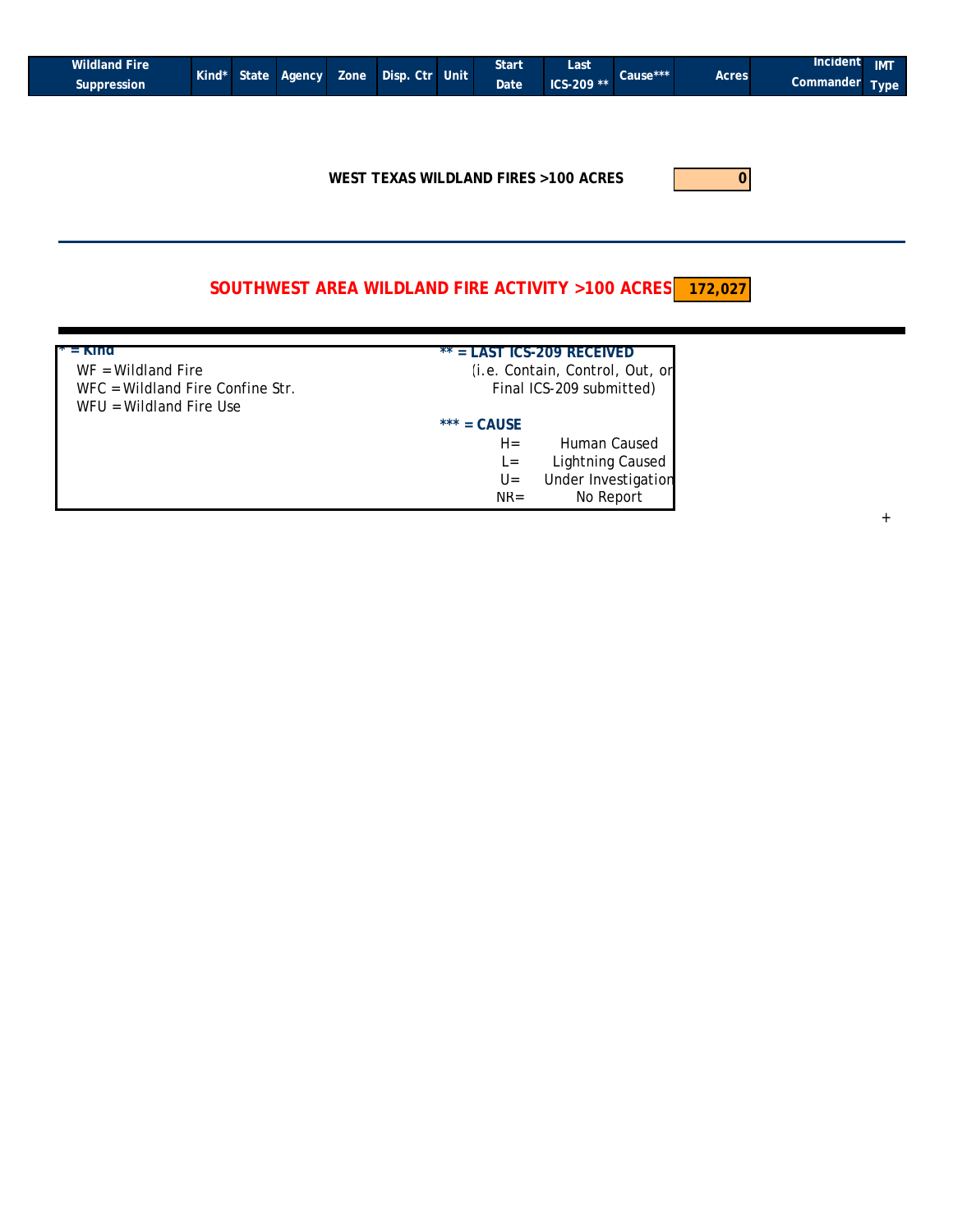| Wildland Fire Suppression | Kind* | State | Agency | Zone | Disp. Ctr | Unit | Start Date | Last ICS-209 ** | Cause*** | Acres | Incident Commander | IMT Type |
|---|---|---|---|---|---|---|---|---|---|---|---|---|

**WEST TEXAS WILDLAND FIRES >100 ACRES** **0**

**SOUTHWEST AREA WILDLAND FIRE ACTIVITY >100 ACRES** **172,027**

**\* = Kind**
- WF = Wildland Fire
- WFC = Wildland Fire Confine Str.
- WFU = Wildland Fire Use

**\*\* = LAST ICS-209 RECEIVED**
(i.e. Contain, Control, Out, or Final ICS-209 submitted)

**\*\*\* = CAUSE**
- H= Human Caused
- L= Lightning Caused
- U= Under Investigation
- NR= No Report

+